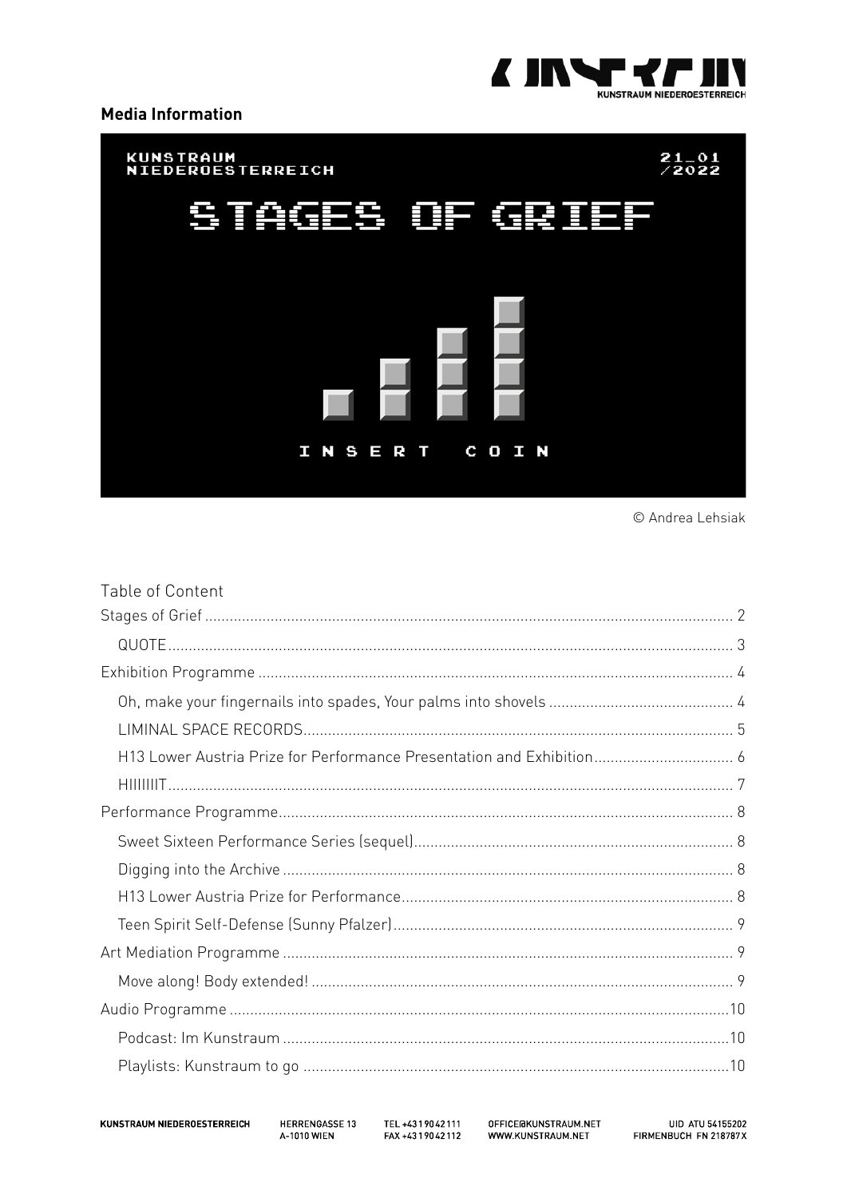**Media Information**

© Andrea Lehsiak

Table of Content

- Stages of Grief ........ 2
  - QUOTE ........ 3
- Exhibition Programme ........ 4
  - Oh, make your fingernails into spades, Your palms into shovels ........ 4
  - LIMINAL SPACE RECORDS ........ 5
  - H13 Lower Austria Prize for Performance Presentation and Exhibition ........ 6
  - HIIIIIIIT ........ 7
- Performance Programme ........ 8
  - Sweet Sixteen Performance Series (sequel) ........ 8
  - Digging into the Archive ........ 8
  - H13 Lower Austria Prize for Performance ........ 8
  - Teen Spirit Self-Defense (Sunny Pfalzer) ........ 9
- Art Mediation Programme ........ 9
  - Move along! Body extended! ........ 9
- Audio Programme ........ 10
  - Podcast: Im Kunstraum ........ 10
  - Playlists: Kunstraum to go ........ 10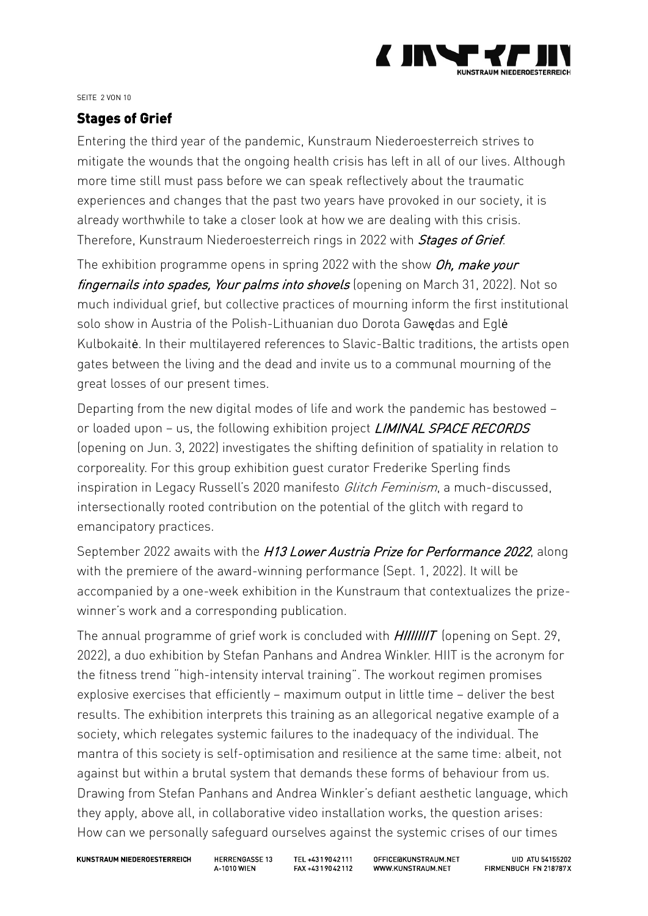## Stages of Grief

Entering the third year of the pandemic, Kunstraum Niederoesterreich strives to mitigate the wounds that the ongoing health crisis has left in all of our lives. Although more time still must pass before we can speak reflectively about the traumatic experiences and changes that the past two years have provoked in our society, it is already worthwhile to take a closer look at how we are dealing with this crisis. Therefore, Kunstraum Niederoesterreich rings in 2022 with *Stages of Grief*.

The exhibition programme opens in spring 2022 with the show *Oh, make your fingernails into spades, Your palms into shovels* (opening on March 31, 2022). Not so much individual grief, but collective practices of mourning inform the first institutional solo show in Austria of the Polish-Lithuanian duo Dorota Gawędas and Eglė Kulbokaitė. In their multilayered references to Slavic-Baltic traditions, the artists open gates between the living and the dead and invite us to a communal mourning of the great losses of our present times.

Departing from the new digital modes of life and work the pandemic has bestowed – or loaded upon – us, the following exhibition project *LIMINAL SPACE RECORDS* (opening on Jun. 3, 2022) investigates the shifting definition of spatiality in relation to corporeality. For this group exhibition guest curator Frederike Sperling finds inspiration in Legacy Russell's 2020 manifesto *Glitch Feminism*, a much-discussed, intersectionally rooted contribution on the potential of the glitch with regard to emancipatory practices.

September 2022 awaits with the *H13 Lower Austria Prize for Performance 2022*, along with the premiere of the award-winning performance (Sept. 1, 2022). It will be accompanied by a one-week exhibition in the Kunstraum that contextualizes the prize-winner's work and a corresponding publication.

The annual programme of grief work is concluded with *HIIIIIIIT* (opening on Sept. 29, 2022), a duo exhibition by Stefan Panhans and Andrea Winkler. HIIT is the acronym for the fitness trend "high-intensity interval training". The workout regimen promises explosive exercises that efficiently – maximum output in little time – deliver the best results. The exhibition interprets this training as an allegorical negative example of a society, which relegates systemic failures to the inadequacy of the individual. The mantra of this society is self-optimisation and resilience at the same time: albeit, not against but within a brutal system that demands these forms of behaviour from us. Drawing from Stefan Panhans and Andrea Winkler's defiant aesthetic language, which they apply, above all, in collaborative video installation works, the question arises: How can we personally safeguard ourselves against the systemic crises of our times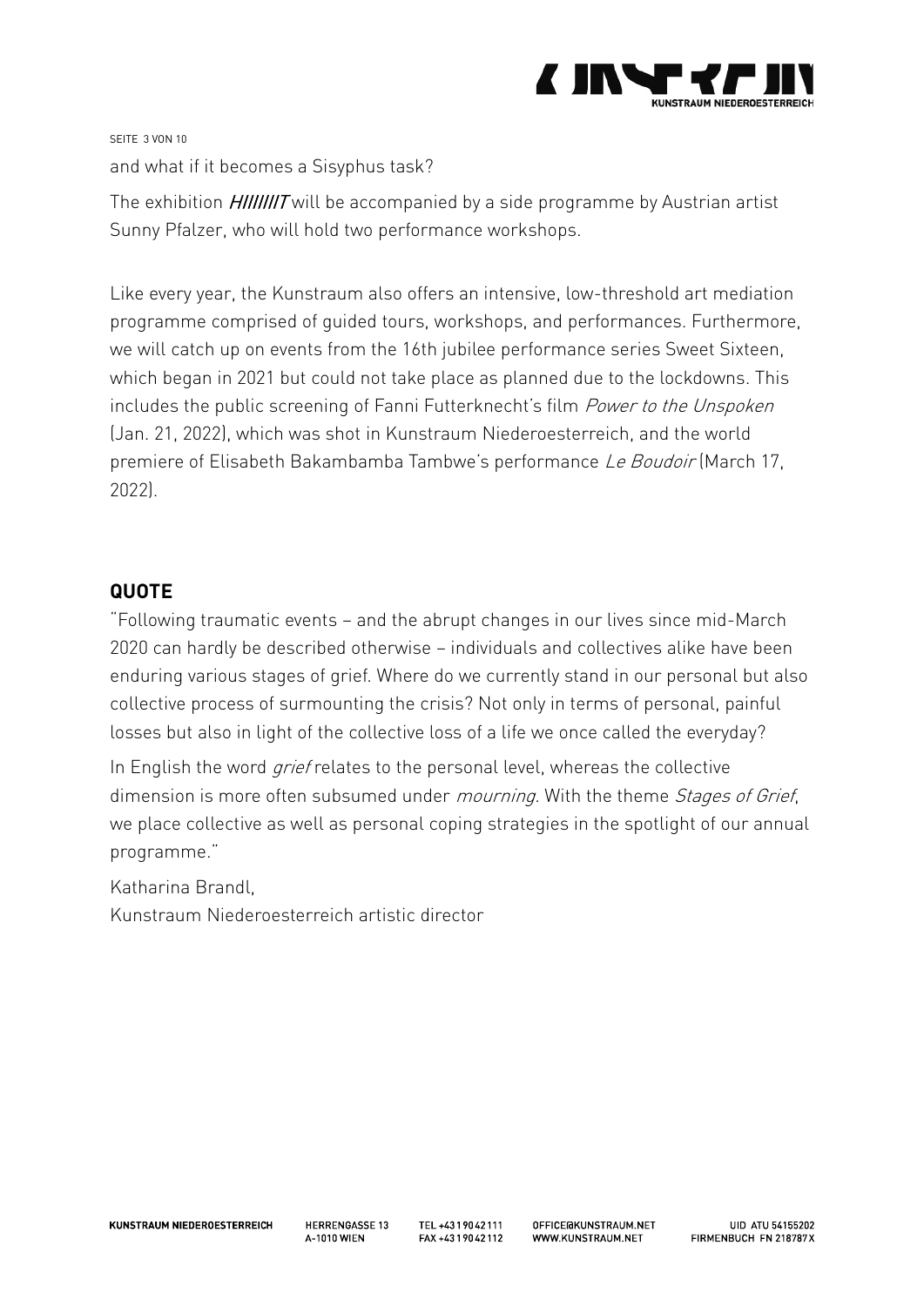and what if it becomes a Sisyphus task?

The exhibition *HIIIIIIIT* will be accompanied by a side programme by Austrian artist Sunny Pfalzer, who will hold two performance workshops.

Like every year, the Kunstraum also offers an intensive, low-threshold art mediation programme comprised of guided tours, workshops, and performances. Furthermore, we will catch up on events from the 16th jubilee performance series Sweet Sixteen, which began in 2021 but could not take place as planned due to the lockdowns. This includes the public screening of Fanni Futterknecht's film *Power to the Unspoken* (Jan. 21, 2022), which was shot in Kunstraum Niederoesterreich, and the world premiere of Elisabeth Bakambamba Tambwe's performance *Le Boudoir* (March 17, 2022).

## QUOTE

"Following traumatic events – and the abrupt changes in our lives since mid-March 2020 can hardly be described otherwise – individuals and collectives alike have been enduring various stages of grief. Where do we currently stand in our personal but also collective process of surmounting the crisis? Not only in terms of personal, painful losses but also in light of the collective loss of a life we once called the everyday?

In English the word *grief* relates to the personal level, whereas the collective dimension is more often subsumed under *mourning*. With the theme *Stages of Grief*, we place collective as well as personal coping strategies in the spotlight of our annual programme."

Katharina Brandl,
Kunstraum Niederoesterreich artistic director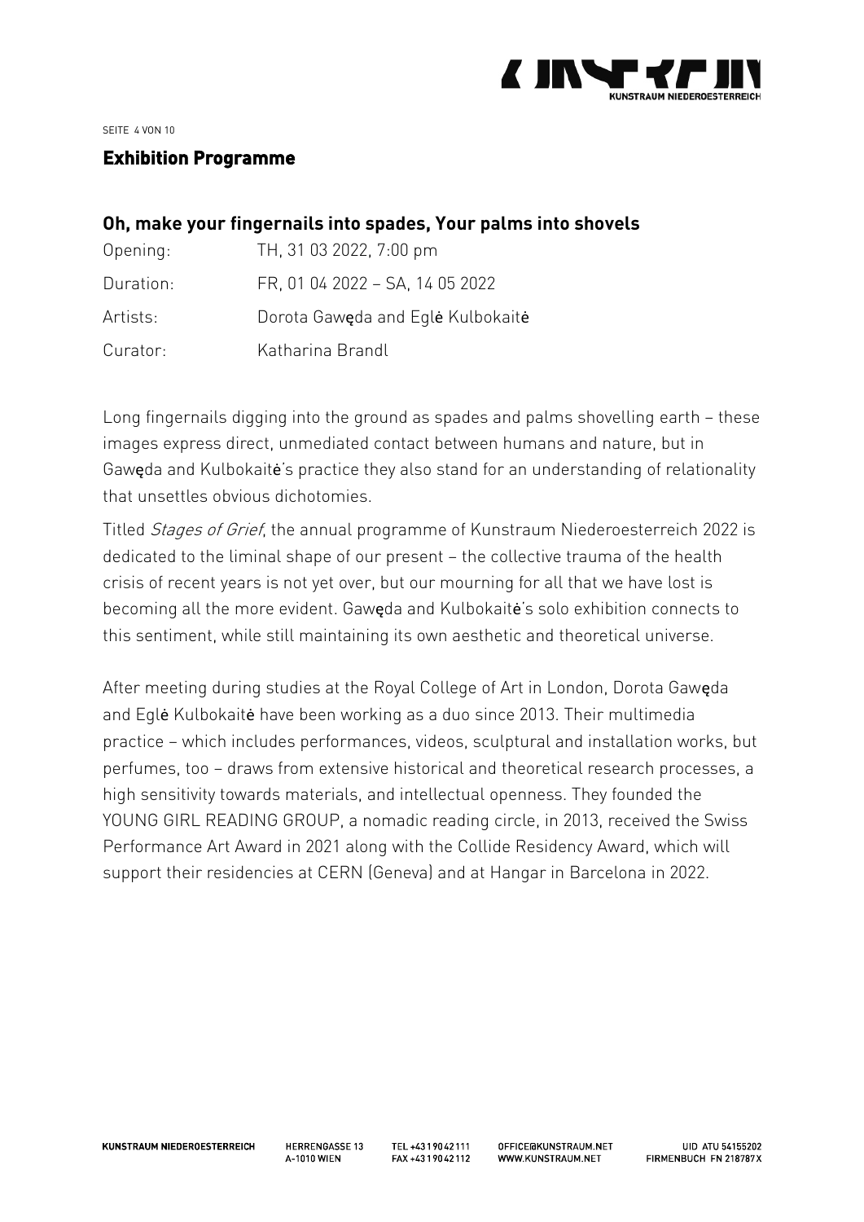## Exhibition Programme

### Oh, make your fingernails into spades, Your palms into shovels

| | |
|---|---|
| Opening: | TH, 31 03 2022, 7:00 pm |
| Duration: | FR, 01 04 2022 – SA, 14 05 2022 |
| Artists: | Dorota Gawęda and Eglė Kulbokaitė |
| Curator: | Katharina Brandl |

Long fingernails digging into the ground as spades and palms shovelling earth – these images express direct, unmediated contact between humans and nature, but in Gawęda and Kulbokaitė's practice they also stand for an understanding of relationality that unsettles obvious dichotomies.

Titled *Stages of Grief*, the annual programme of Kunstraum Niederoesterreich 2022 is dedicated to the liminal shape of our present – the collective trauma of the health crisis of recent years is not yet over, but our mourning for all that we have lost is becoming all the more evident. Gawęda and Kulbokaitė's solo exhibition connects to this sentiment, while still maintaining its own aesthetic and theoretical universe.

After meeting during studies at the Royal College of Art in London, Dorota Gawęda and Eglė Kulbokaitė have been working as a duo since 2013. Their multimedia practice – which includes performances, videos, sculptural and installation works, but perfumes, too – draws from extensive historical and theoretical research processes, a high sensitivity towards materials, and intellectual openness. They founded the YOUNG GIRL READING GROUP, a nomadic reading circle, in 2013, received the Swiss Performance Art Award in 2021 along with the Collide Residency Award, which will support their residencies at CERN (Geneva) and at Hangar in Barcelona in 2022.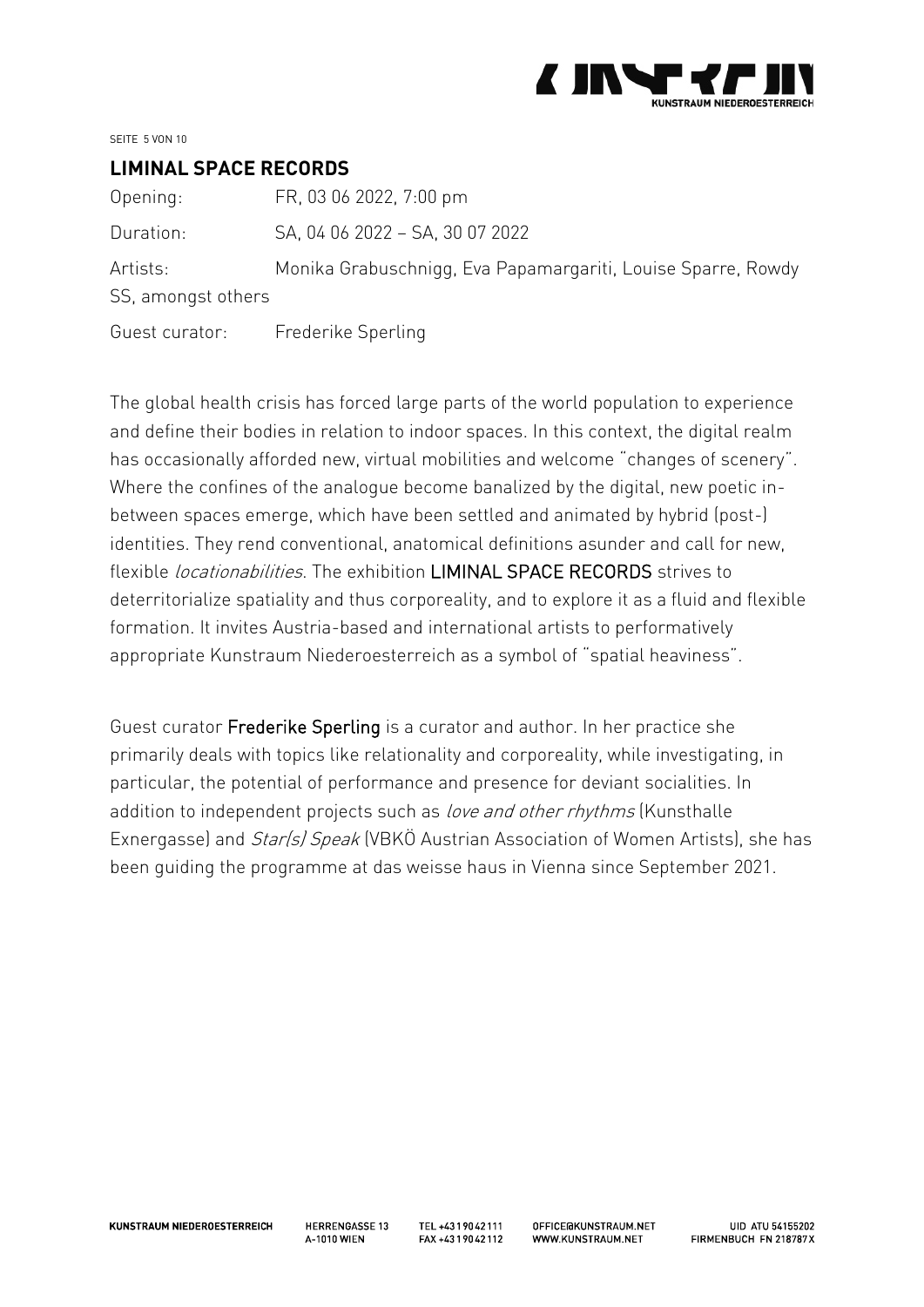## LIMINAL SPACE RECORDS

Opening: FR, 03 06 2022, 7:00 pm

Duration: SA, 04 06 2022 – SA, 30 07 2022

Artists: Monika Grabuschnigg, Eva Papamargariti, Louise Sparre, Rowdy SS, amongst others

Guest curator: Frederike Sperling

The global health crisis has forced large parts of the world population to experience and define their bodies in relation to indoor spaces. In this context, the digital realm has occasionally afforded new, virtual mobilities and welcome "changes of scenery". Where the confines of the analogue become banalized by the digital, new poetic in-between spaces emerge, which have been settled and animated by hybrid (post-) identities. They rend conventional, anatomical definitions asunder and call for new, flexible *locationabilities*. The exhibition LIMINAL SPACE RECORDS strives to deterritorialize spatiality and thus corporeality, and to explore it as a fluid and flexible formation. It invites Austria-based and international artists to performatively appropriate Kunstraum Niederoesterreich as a symbol of "spatial heaviness".

Guest curator Frederike Sperling is a curator and author. In her practice she primarily deals with topics like relationality and corporeality, while investigating, in particular, the potential of performance and presence for deviant socialities. In addition to independent projects such as *love and other rhythms* (Kunsthalle Exnergasse) and *Star(s) Speak* (VBKÖ Austrian Association of Women Artists), she has been guiding the programme at das weisse haus in Vienna since September 2021.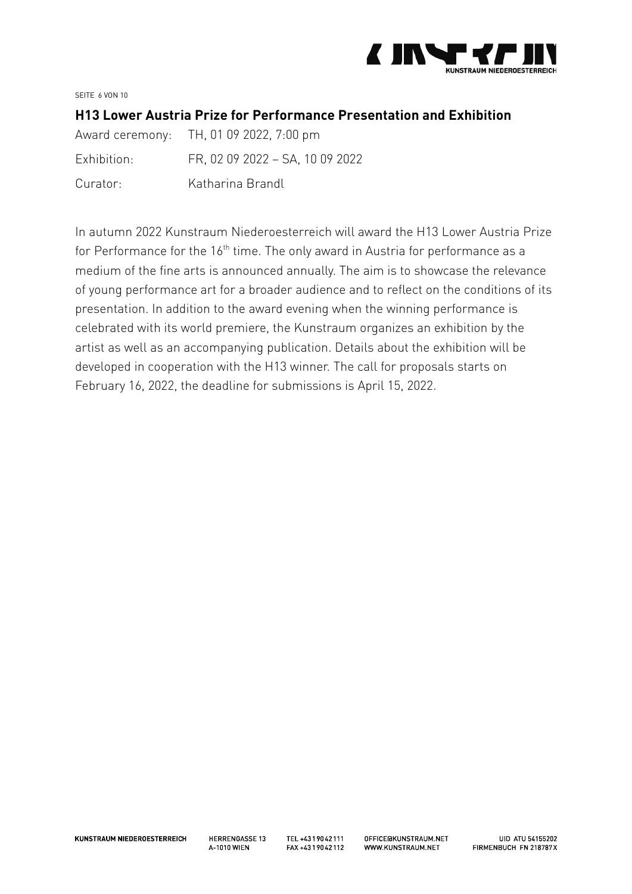## H13 Lower Austria Prize for Performance Presentation and Exhibition

Award ceremony: TH, 01 09 2022, 7:00 pm

Exhibition: FR, 02 09 2022 – SA, 10 09 2022

Curator: Katharina Brandl

In autumn 2022 Kunstraum Niederoesterreich will award the H13 Lower Austria Prize for Performance for the 16th time. The only award in Austria for performance as a medium of the fine arts is announced annually. The aim is to showcase the relevance of young performance art for a broader audience and to reflect on the conditions of its presentation. In addition to the award evening when the winning performance is celebrated with its world premiere, the Kunstraum organizes an exhibition by the artist as well as an accompanying publication. Details about the exhibition will be developed in cooperation with the H13 winner. The call for proposals starts on February 16, 2022, the deadline for submissions is April 15, 2022.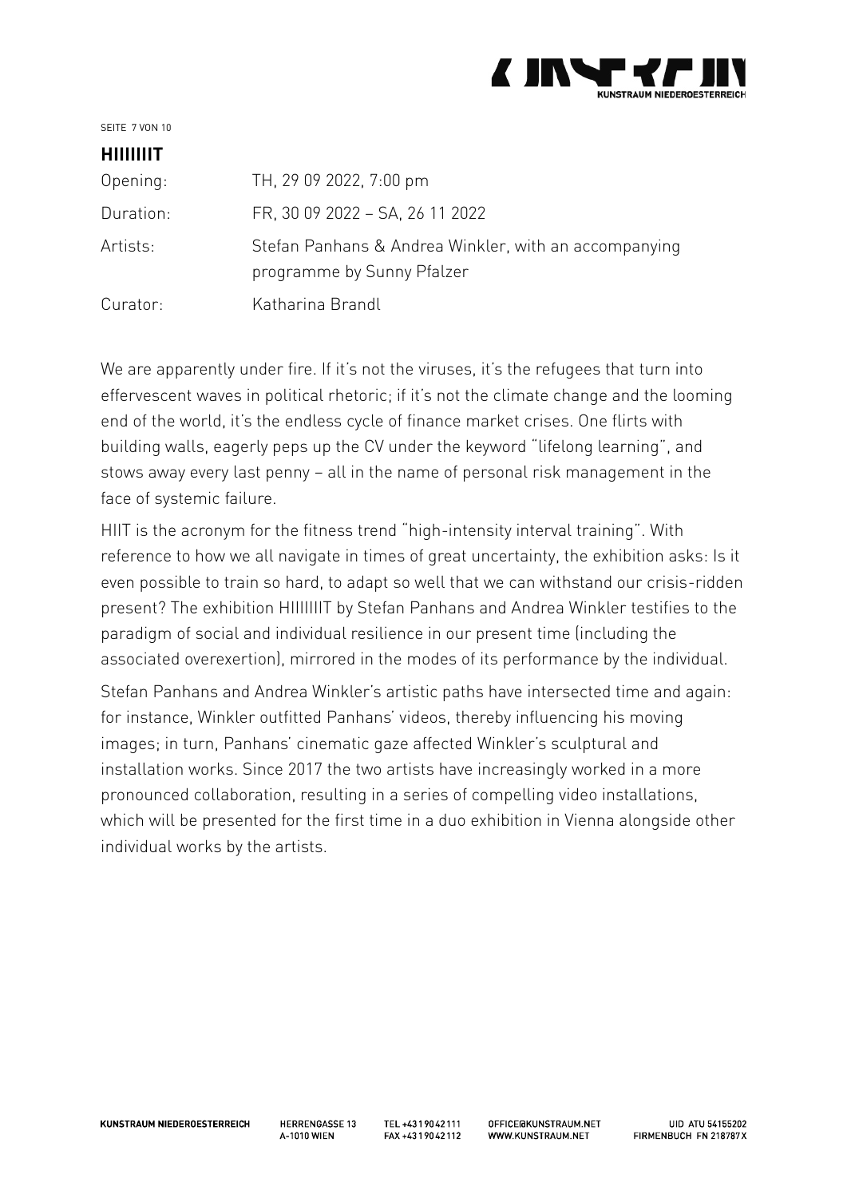## HIIIIIIIT

| | |
|---|---|
| Opening: | TH, 29 09 2022, 7:00 pm |
| Duration: | FR, 30 09 2022 – SA, 26 11 2022 |
| Artists: | Stefan Panhans & Andrea Winkler, with an accompanying programme by Sunny Pfalzer |
| Curator: | Katharina Brandl |

We are apparently under fire. If it's not the viruses, it's the refugees that turn into effervescent waves in political rhetoric; if it's not the climate change and the looming end of the world, it's the endless cycle of finance market crises. One flirts with building walls, eagerly peps up the CV under the keyword "lifelong learning", and stows away every last penny – all in the name of personal risk management in the face of systemic failure.

HIIT is the acronym for the fitness trend "high-intensity interval training". With reference to how we all navigate in times of great uncertainty, the exhibition asks: Is it even possible to train so hard, to adapt so well that we can withstand our crisis-ridden present? The exhibition HIIIIIIIT by Stefan Panhans and Andrea Winkler testifies to the paradigm of social and individual resilience in our present time (including the associated overexertion), mirrored in the modes of its performance by the individual.

Stefan Panhans and Andrea Winkler's artistic paths have intersected time and again: for instance, Winkler outfitted Panhans' videos, thereby influencing his moving images; in turn, Panhans' cinematic gaze affected Winkler's sculptural and installation works. Since 2017 the two artists have increasingly worked in a more pronounced collaboration, resulting in a series of compelling video installations, which will be presented for the first time in a duo exhibition in Vienna alongside other individual works by the artists.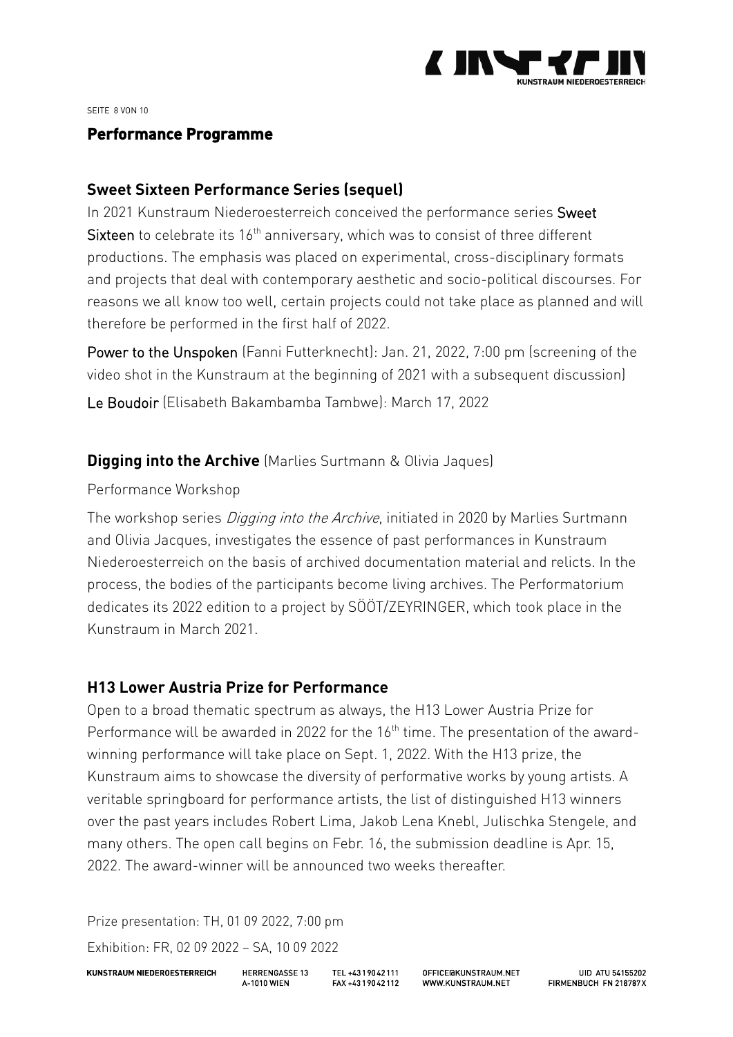## Performance Programme

### Sweet Sixteen Performance Series (sequel)

In 2021 Kunstraum Niederoesterreich conceived the performance series Sweet Sixteen to celebrate its 16th anniversary, which was to consist of three different productions. The emphasis was placed on experimental, cross-disciplinary formats and projects that deal with contemporary aesthetic and socio-political discourses. For reasons we all know too well, certain projects could not take place as planned and will therefore be performed in the first half of 2022.

Power to the Unspoken (Fanni Futterknecht): Jan. 21, 2022, 7:00 pm (screening of the video shot in the Kunstraum at the beginning of 2021 with a subsequent discussion)

Le Boudoir (Elisabeth Bakambamba Tambwe): March 17, 2022

### Digging into the Archive (Marlies Surtmann & Olivia Jaques)

Performance Workshop

The workshop series *Digging into the Archive*, initiated in 2020 by Marlies Surtmann and Olivia Jacques, investigates the essence of past performances in Kunstraum Niederoesterreich on the basis of archived documentation material and relicts. In the process, the bodies of the participants become living archives. The Performatorium dedicates its 2022 edition to a project by SÖÖT/ZEYRINGER, which took place in the Kunstraum in March 2021.

### H13 Lower Austria Prize for Performance

Open to a broad thematic spectrum as always, the H13 Lower Austria Prize for Performance will be awarded in 2022 for the 16th time. The presentation of the award-winning performance will take place on Sept. 1, 2022. With the H13 prize, the Kunstraum aims to showcase the diversity of performative works by young artists. A veritable springboard for performance artists, the list of distinguished H13 winners over the past years includes Robert Lima, Jakob Lena Knebl, Julischka Stengele, and many others. The open call begins on Febr. 16, the submission deadline is Apr. 15, 2022. The award-winner will be announced two weeks thereafter.

Prize presentation: TH, 01 09 2022, 7:00 pm

Exhibition: FR, 02 09 2022 – SA, 10 09 2022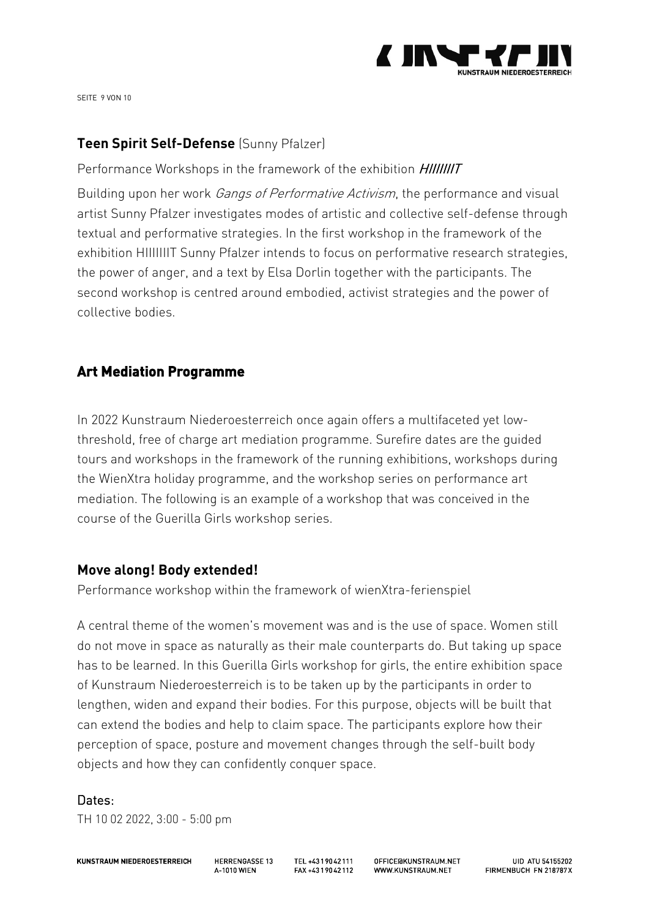**Teen Spirit Self-Defense** (Sunny Pfalzer)

Performance Workshops in the framework of the exhibition *HIIIIIIIT*

Building upon her work *Gangs of Performative Activism*, the performance and visual artist Sunny Pfalzer investigates modes of artistic and collective self-defense through textual and performative strategies. In the first workshop in the framework of the exhibition HIIIIIIIT Sunny Pfalzer intends to focus on performative research strategies, the power of anger, and a text by Elsa Dorlin together with the participants. The second workshop is centred around embodied, activist strategies and the power of collective bodies.

## Art Mediation Programme

In 2022 Kunstraum Niederoesterreich once again offers a multifaceted yet low-threshold, free of charge art mediation programme. Surefire dates are the guided tours and workshops in the framework of the running exhibitions, workshops during the WienXtra holiday programme, and the workshop series on performance art mediation. The following is an example of a workshop that was conceived in the course of the Guerilla Girls workshop series.

**Move along! Body extended!**

Performance workshop within the framework of wienXtra-ferienspiel

A central theme of the women's movement was and is the use of space. Women still do not move in space as naturally as their male counterparts do. But taking up space has to be learned. In this Guerilla Girls workshop for girls, the entire exhibition space of Kunstraum Niederoesterreich is to be taken up by the participants in order to lengthen, widen and expand their bodies. For this purpose, objects will be built that can extend the bodies and help to claim space. The participants explore how their perception of space, posture and movement changes through the self-built body objects and how they can confidently conquer space.

Dates:

TH 10 02 2022, 3:00 - 5:00 pm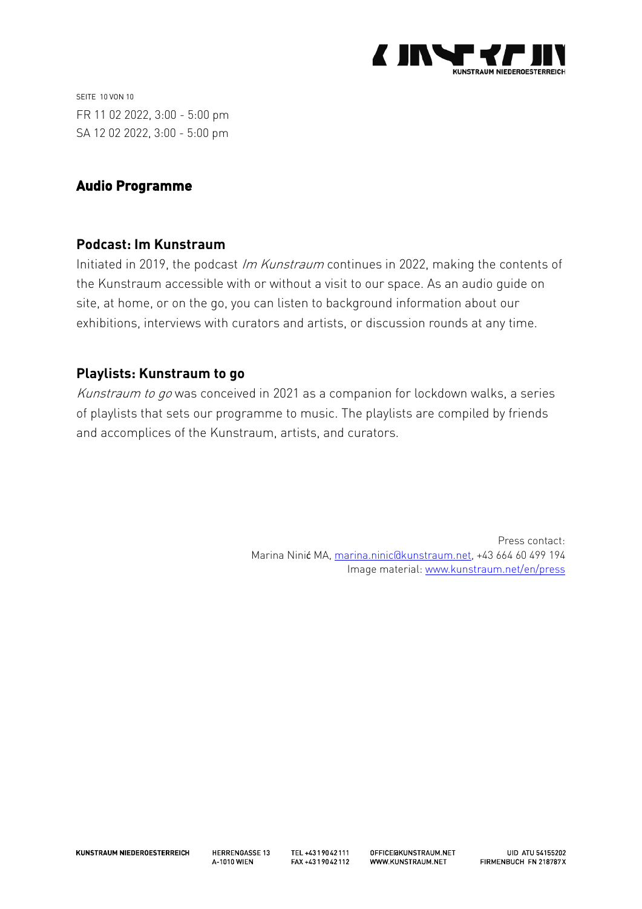FR 11 02 2022, 3:00 - 5:00 pm
SA 12 02 2022, 3:00 - 5:00 pm

## Audio Programme

### Podcast: Im Kunstraum

Initiated in 2019, the podcast *Im Kunstraum* continues in 2022, making the contents of the Kunstraum accessible with or without a visit to our space. As an audio guide on site, at home, or on the go, you can listen to background information about our exhibitions, interviews with curators and artists, or discussion rounds at any time.

### Playlists: Kunstraum to go

*Kunstraum to go* was conceived in 2021 as a companion for lockdown walks, a series of playlists that sets our programme to music. The playlists are compiled by friends and accomplices of the Kunstraum, artists, and curators.

Press contact:
Marina Ninić MA, marina.ninic@kunstraum.net, +43 664 60 499 194
Image material: www.kunstraum.net/en/press